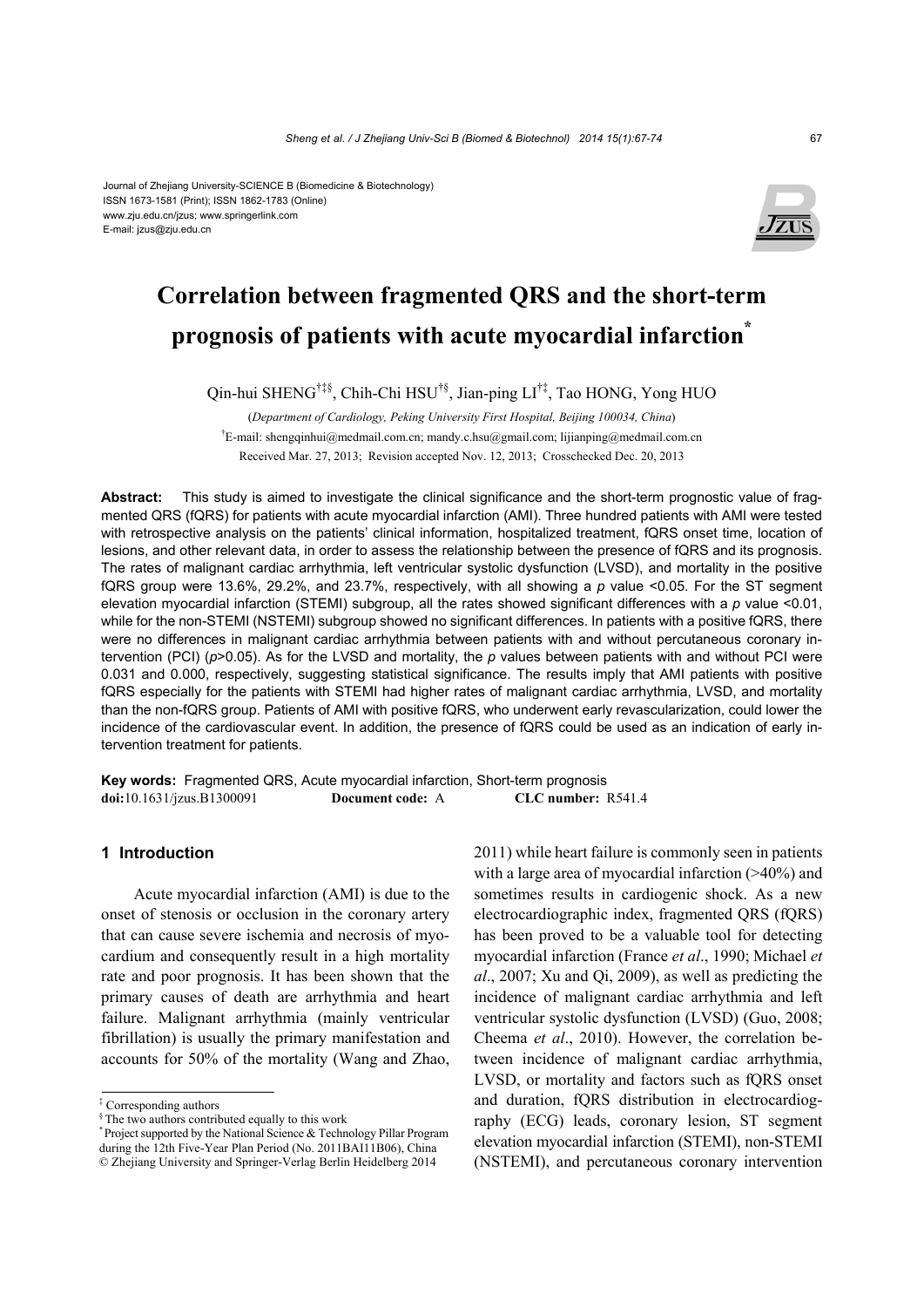Journal of Zhejiang University-SCIENCE B (Biomedicine & Biotechnology)
ISSN 1673-1581 (Print); ISSN 1862-1783 (Online)
www.zju.edu.cn/jzus; www.springerlink.com
E-mail: jzus@zju.edu.cn

# Correlation between fragmented QRS and the short-term prognosis of patients with acute myocardial infarction*

Qin-hui SHENG[†‡§], Chih-Chi HSU[†§], Jian-ping LI[†‡], Tao HONG, Yong HUO

(*Department of Cardiology, Peking University First Hospital, Beijing 100034, China*)

[†]E-mail: shengqinhui@medmail.com.cn; mandy.c.hsu@gmail.com; lijianping@medmail.com.cn

Received Mar. 27, 2013; Revision accepted Nov. 12, 2013; Crosschecked Dec. 20, 2013

**Abstract:** This study is aimed to investigate the clinical significance and the short-term prognostic value of fragmented QRS (fQRS) for patients with acute myocardial infarction (AMI). Three hundred patients with AMI were tested with retrospective analysis on the patients' clinical information, hospitalized treatment, fQRS onset time, location of lesions, and other relevant data, in order to assess the relationship between the presence of fQRS and its prognosis. The rates of malignant cardiac arrhythmia, left ventricular systolic dysfunction (LVSD), and mortality in the positive fQRS group were 13.6%, 29.2%, and 23.7%, respectively, with all showing a *p* value <0.05. For the ST segment elevation myocardial infarction (STEMI) subgroup, all the rates showed significant differences with a *p* value <0.01, while for the non-STEMI (NSTEMI) subgroup showed no significant differences. In patients with a positive fQRS, there were no differences in malignant cardiac arrhythmia between patients with and without percutaneous coronary intervention (PCI) (*p*>0.05). As for the LVSD and mortality, the *p* values between patients with and without PCI were 0.031 and 0.000, respectively, suggesting statistical significance. The results imply that AMI patients with positive fQRS especially for the patients with STEMI had higher rates of malignant cardiac arrhythmia, LVSD, and mortality than the non-fQRS group. Patients of AMI with positive fQRS, who underwent early revascularization, could lower the incidence of the cardiovascular event. In addition, the presence of fQRS could be used as an indication of early intervention treatment for patients.

**Key words:** Fragmented QRS, Acute myocardial infarction, Short-term prognosis
**doi:**10.1631/jzus.B1300091 **Document code:** A **CLC number:** R541.4

## 1 Introduction

Acute myocardial infarction (AMI) is due to the onset of stenosis or occlusion in the coronary artery that can cause severe ischemia and necrosis of myocardium and consequently result in a high mortality rate and poor prognosis. It has been shown that the primary causes of death are arrhythmia and heart failure. Malignant arrhythmia (mainly ventricular fibrillation) is usually the primary manifestation and accounts for 50% of the mortality (Wang and Zhao, 2011) while heart failure is commonly seen in patients with a large area of myocardial infarction (>40%) and sometimes results in cardiogenic shock. As a new electrocardiographic index, fragmented QRS (fQRS) has been proved to be a valuable tool for detecting myocardial infarction (France *et al*., 1990; Michael *et al*., 2007; Xu and Qi, 2009), as well as predicting the incidence of malignant cardiac arrhythmia and left ventricular systolic dysfunction (LVSD) (Guo, 2008; Cheema *et al*., 2010). However, the correlation between incidence of malignant cardiac arrhythmia, LVSD, or mortality and factors such as fQRS onset and duration, fQRS distribution in electrocardiography (ECG) leads, coronary lesion, ST segment elevation myocardial infarction (STEMI), non-STEMI (NSTEMI), and percutaneous coronary intervention

---

[‡] Corresponding authors

[§] The two authors contributed equally to this work

[*] Project supported by the National Science & Technology Pillar Program during the 12th Five-Year Plan Period (No. 2011BAI11B06), China

© Zhejiang University and Springer-Verlag Berlin Heidelberg 2014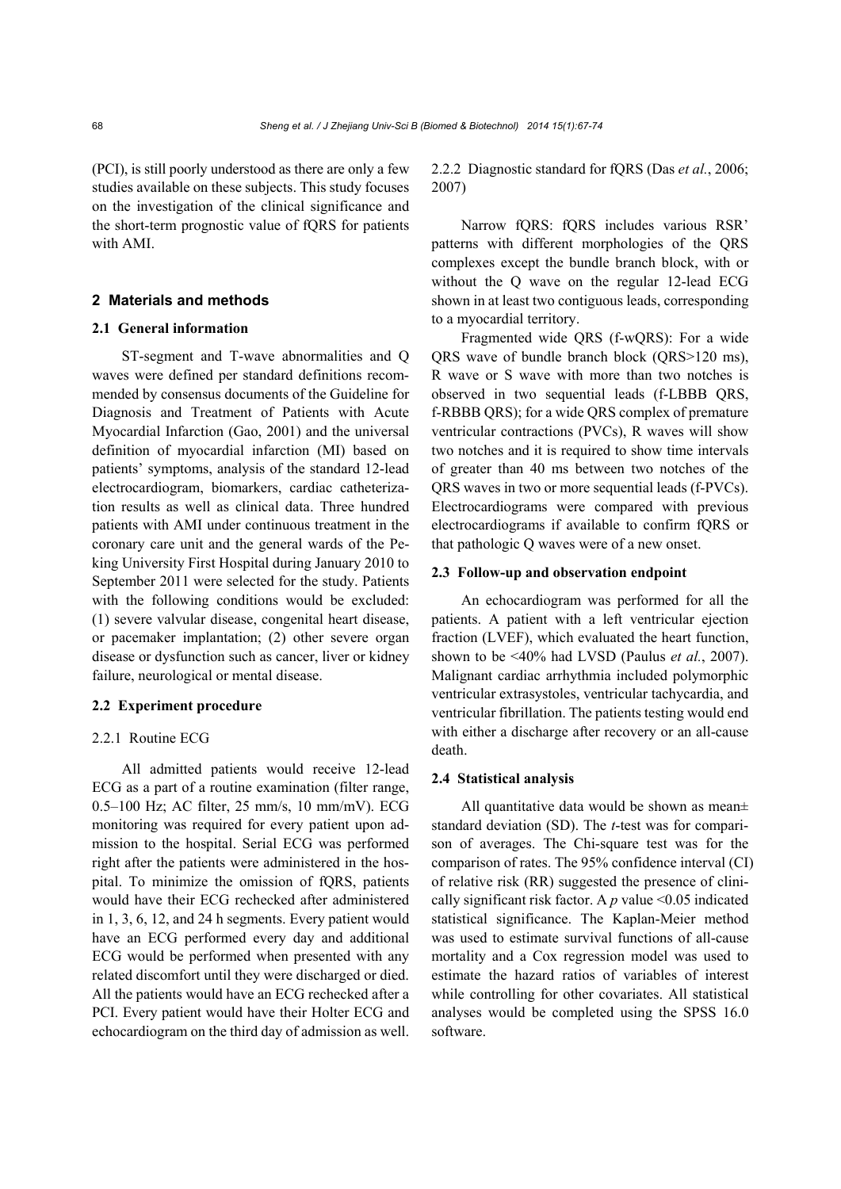(PCI), is still poorly understood as there are only a few studies available on these subjects. This study focuses on the investigation of the clinical significance and the short-term prognostic value of fQRS for patients with AMI.

## 2 Materials and methods

### 2.1 General information

ST-segment and T-wave abnormalities and Q waves were defined per standard definitions recommended by consensus documents of the Guideline for Diagnosis and Treatment of Patients with Acute Myocardial Infarction (Gao, 2001) and the universal definition of myocardial infarction (MI) based on patients' symptoms, analysis of the standard 12-lead electrocardiogram, biomarkers, cardiac catheterization results as well as clinical data. Three hundred patients with AMI under continuous treatment in the coronary care unit and the general wards of the Peking University First Hospital during January 2010 to September 2011 were selected for the study. Patients with the following conditions would be excluded: (1) severe valvular disease, congenital heart disease, or pacemaker implantation; (2) other severe organ disease or dysfunction such as cancer, liver or kidney failure, neurological or mental disease.

### 2.2 Experiment procedure

#### 2.2.1 Routine ECG

All admitted patients would receive 12-lead ECG as a part of a routine examination (filter range, 0.5–100 Hz; AC filter, 25 mm/s, 10 mm/mV). ECG monitoring was required for every patient upon admission to the hospital. Serial ECG was performed right after the patients were administered in the hospital. To minimize the omission of fQRS, patients would have their ECG rechecked after administered in 1, 3, 6, 12, and 24 h segments. Every patient would have an ECG performed every day and additional ECG would be performed when presented with any related discomfort until they were discharged or died. All the patients would have an ECG rechecked after a PCI. Every patient would have their Holter ECG and echocardiogram on the third day of admission as well.

#### 2.2.2 Diagnostic standard for fQRS (Das *et al.*, 2006; 2007)

Narrow fQRS: fQRS includes various RSR' patterns with different morphologies of the QRS complexes except the bundle branch block, with or without the Q wave on the regular 12-lead ECG shown in at least two contiguous leads, corresponding to a myocardial territory.

Fragmented wide QRS (f-wQRS): For a wide QRS wave of bundle branch block (QRS>120 ms), R wave or S wave with more than two notches is observed in two sequential leads (f-LBBB QRS, f-RBBB QRS); for a wide QRS complex of premature ventricular contractions (PVCs), R waves will show two notches and it is required to show time intervals of greater than 40 ms between two notches of the QRS waves in two or more sequential leads (f-PVCs). Electrocardiograms were compared with previous electrocardiograms if available to confirm fQRS or that pathologic Q waves were of a new onset.

### 2.3 Follow-up and observation endpoint

An echocardiogram was performed for all the patients. A patient with a left ventricular ejection fraction (LVEF), which evaluated the heart function, shown to be <40% had LVSD (Paulus *et al.*, 2007). Malignant cardiac arrhythmia included polymorphic ventricular extrasystoles, ventricular tachycardia, and ventricular fibrillation. The patients testing would end with either a discharge after recovery or an all-cause death.

### 2.4 Statistical analysis

All quantitative data would be shown as mean± standard deviation (SD). The *t*-test was for comparison of averages. The Chi-square test was for the comparison of rates. The 95% confidence interval (CI) of relative risk (RR) suggested the presence of clinically significant risk factor. A $p$ value $<0.05$ indicated statistical significance. The Kaplan-Meier method was used to estimate survival functions of all-cause mortality and a Cox regression model was used to estimate the hazard ratios of variables of interest while controlling for other covariates. All statistical analyses would be completed using the SPSS 16.0 software.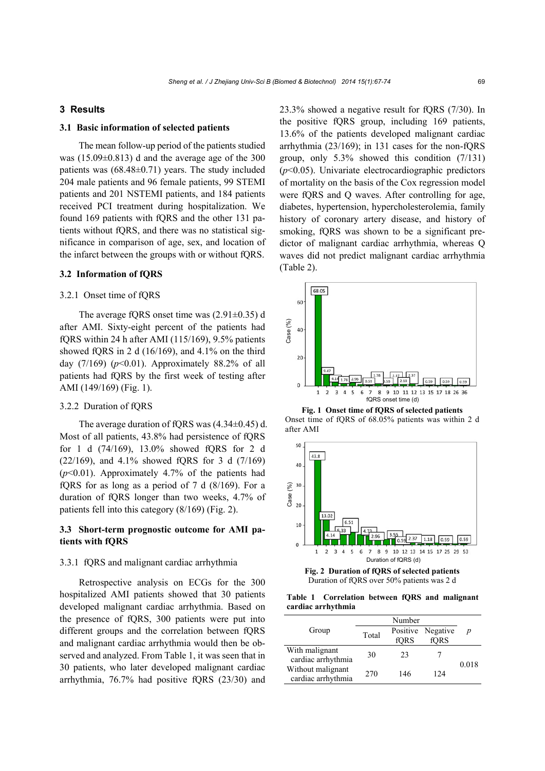## 3 Results

### 3.1 Basic information of selected patients

The mean follow-up period of the patients studied was (15.09±0.813) d and the average age of the 300 patients was (68.48±0.71) years. The study included 204 male patients and 96 female patients, 99 STEMI patients and 201 NSTEMI patients, and 184 patients received PCI treatment during hospitalization. We found 169 patients with fQRS and the other 131 patients without fQRS, and there was no statistical significance in comparison of age, sex, and location of the infarct between the groups with or without fQRS.

### 3.2 Information of fQRS

#### 3.2.1 Onset time of fQRS

The average fQRS onset time was (2.91±0.35) d after AMI. Sixty-eight percent of the patients had fQRS within 24 h after AMI (115/169), 9.5% patients showed fQRS in 2 d (16/169), and 4.1% on the third day (7/169) ($p$<0.01). Approximately 88.2% of all patients had fQRS by the first week of testing after AMI (149/169) (Fig. 1).

#### 3.2.2 Duration of fQRS

The average duration of fQRS was (4.34±0.45) d. Most of all patients, 43.8% had persistence of fQRS for 1 d (74/169), 13.0% showed fQRS for 2 d (22/169), and 4.1% showed fQRS for 3 d (7/169) ($p$<0.01). Approximately 4.7% of the patients had fQRS for as long as a period of 7 d (8/169). For a duration of fQRS longer than two weeks, 4.7% of patients fell into this category (8/169) (Fig. 2).

### 3.3 Short-term prognostic outcome for AMI patients with fQRS

#### 3.3.1 fQRS and malignant cardiac arrhythmia

Retrospective analysis on ECGs for the 300 hospitalized AMI patients showed that 30 patients developed malignant cardiac arrhythmia. Based on the presence of fQRS, 300 patients were put into different groups and the correlation between fQRS and malignant cardiac arrhythmia would then be observed and analyzed. From Table 1, it was seen that in 30 patients, who later developed malignant cardiac arrhythmia, 76.7% had positive fQRS (23/30) and 23.3% showed a negative result for fQRS (7/30). In the positive fQRS group, including 169 patients, 13.6% of the patients developed malignant cardiac arrhythmia (23/169); in 131 cases for the non-fQRS group, only 5.3% showed this condition (7/131) ($p$<0.05). Univariate electrocardiographic predictors of mortality on the basis of the Cox regression model were fQRS and Q waves. After controlling for age, diabetes, hypertension, hypercholesterolemia, family history of coronary artery disease, and history of smoking, fQRS was shown to be a significant predictor of malignant cardiac arrhythmia, whereas Q waves did not predict malignant cardiac arrhythmia (Table 2).

68.05
60
Case (%)
40
20
6.47
4.14 1.78 2.96 0.59 1.78 0.59 2.37 2.18 2.37 0.59 0.59 0.59
0
1 2 3 4 5 6 7 8 9 10 11 12 13 15 17 18 26 36
fQRS onset time (d)

**Fig. 1 Onset time of fQRS of selected patients**
Onset time of fQRS of 68.05% patients was within 2 d after AMI

50
43.8
40
Case (%)
30
20
13.02
10
6.51
5.33
4.14
4.73
2.96
3.55
0.59 2.37 1.18 0.59 0.59
0
1 2 3 4 5 6 7 8 9 10 12 13 14 15 17 25 29 53
Duration of fQRS (d)

**Fig. 2 Duration of fQRS of selected patients**
Duration of fQRS over 50% patients was 2 d

**Table 1 Correlation between fQRS and malignant cardiac arrhythmia**

| Group | Number | | | $p$ |
|---|---|---|---|---|
| | Total | Positive fQRS | Negative fQRS | |
| With malignant cardiac arrhythmia | 30 | 23 | 7 | 0.018 |
| Without malignant cardiac arrhythmia | 270 | 146 | 124 | |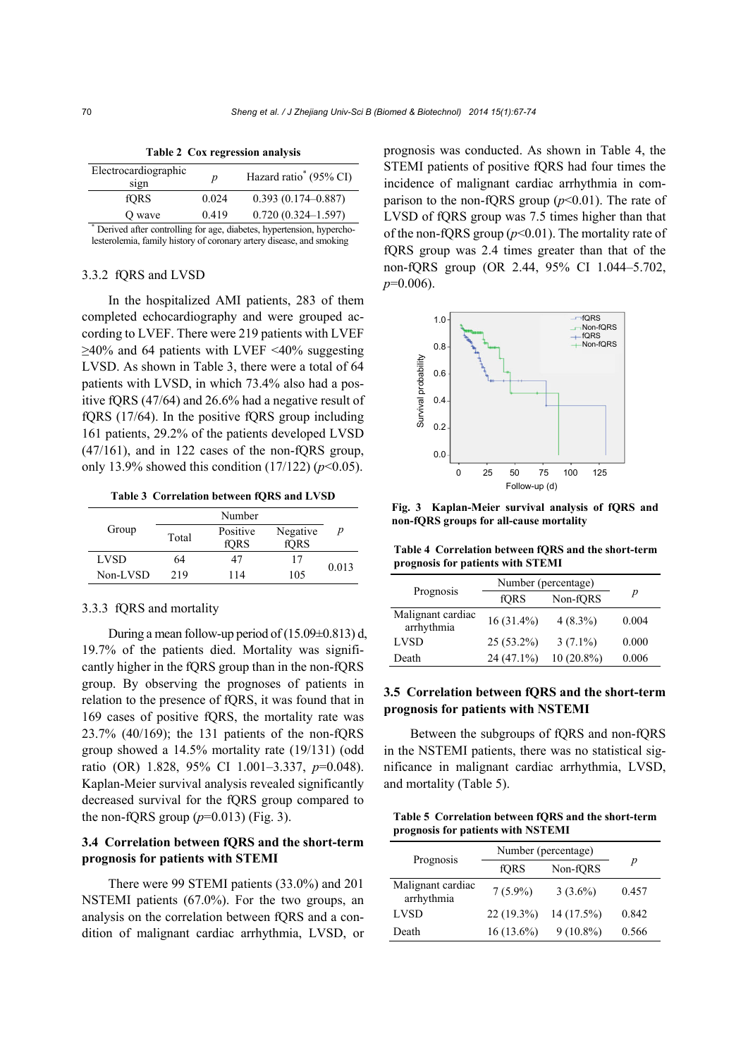**Table 2 Cox regression analysis**

| Electrocardiographic sign | $p$ | Hazard ratio* (95% CI) |
|---|---|---|
| fQRS | 0.024 | 0.393 (0.174–0.887) |
| Q wave | 0.419 | 0.720 (0.324–1.597) |

\* Derived after controlling for age, diabetes, hypertension, hypercholesterolemia, family history of coronary artery disease, and smoking

### 3.3.2 fQRS and LVSD

In the hospitalized AMI patients, 283 of them completed echocardiography and were grouped according to LVEF. There were 219 patients with LVEF ≥40% and 64 patients with LVEF <40% suggesting LVSD. As shown in Table 3, there were a total of 64 patients with LVSD, in which 73.4% also had a positive fQRS (47/64) and 26.6% had a negative result of fQRS (17/64). In the positive fQRS group including 161 patients, 29.2% of the patients developed LVSD (47/161), and in 122 cases of the non-fQRS group, only 13.9% showed this condition (17/122) ($p$<0.05).

**Table 3 Correlation between fQRS and LVSD**

| Group | Number | | | $p$ |
|---|---|---|---|---|
| | Total | Positive fQRS | Negative fQRS | |
| LVSD | 64 | 47 | 17 | 0.013 |
| Non-LVSD | 219 | 114 | 105 | |

### 3.3.3 fQRS and mortality

During a mean follow-up period of (15.09±0.813) d, 19.7% of the patients died. Mortality was significantly higher in the fQRS group than in the non-fQRS group. By observing the prognoses of patients in relation to the presence of fQRS, it was found that in 169 cases of positive fQRS, the mortality rate was 23.7% (40/169); the 131 patients of the non-fQRS group showed a 14.5% mortality rate (19/131) (odd ratio (OR) 1.828, 95% CI 1.001–3.337, $p$=0.048). Kaplan-Meier survival analysis revealed significantly decreased survival for the fQRS group compared to the non-fQRS group ($p$=0.013) (Fig. 3).

## 3.4 Correlation between fQRS and the short-term prognosis for patients with STEMI

There were 99 STEMI patients (33.0%) and 201 NSTEMI patients (67.0%). For the two groups, an analysis on the correlation between fQRS and a condition of malignant cardiac arrhythmia, LVSD, or prognosis was conducted. As shown in Table 4, the STEMI patients of positive fQRS had four times the incidence of malignant cardiac arrhythmia in comparison to the non-fQRS group ($p$<0.01). The rate of LVSD of fQRS group was 7.5 times higher than that of the non-fQRS group ($p$<0.01). The mortality rate of fQRS group was 2.4 times greater than that of the non-fQRS group (OR 2.44, 95% CI 1.044–5.702, $p$=0.006).

fQRS
Non-fQRS
fQRS
Non-fQRS
Survival probability
1.0
0.8
0.6
0.4
0.2
0.0
0
25
50
75
100
125
Follow-up (d)

**Fig. 3 Kaplan-Meier survival analysis of fQRS and non-fQRS groups for all-cause mortality**

**Table 4 Correlation between fQRS and the short-term prognosis for patients with STEMI**

| Prognosis | Number (percentage) | | $p$ |
|---|---|---|---|
| | fQRS | Non-fQRS | |
| Malignant cardiac arrhythmia | 16 (31.4%) | 4 (8.3%) | 0.004 |
| LVSD | 25 (53.2%) | 3 (7.1%) | 0.000 |
| Death | 24 (47.1%) | 10 (20.8%) | 0.006 |

## 3.5 Correlation between fQRS and the short-term prognosis for patients with NSTEMI

Between the subgroups of fQRS and non-fQRS in the NSTEMI patients, there was no statistical significance in malignant cardiac arrhythmia, LVSD, and mortality (Table 5).

**Table 5 Correlation between fQRS and the short-term prognosis for patients with NSTEMI**

| Prognosis | Number (percentage) | | $p$ |
|---|---|---|---|
| | fQRS | Non-fQRS | |
| Malignant cardiac arrhythmia | 7 (5.9%) | 3 (3.6%) | 0.457 |
| LVSD | 22 (19.3%) | 14 (17.5%) | 0.842 |
| Death | 16 (13.6%) | 9 (10.8%) | 0.566 |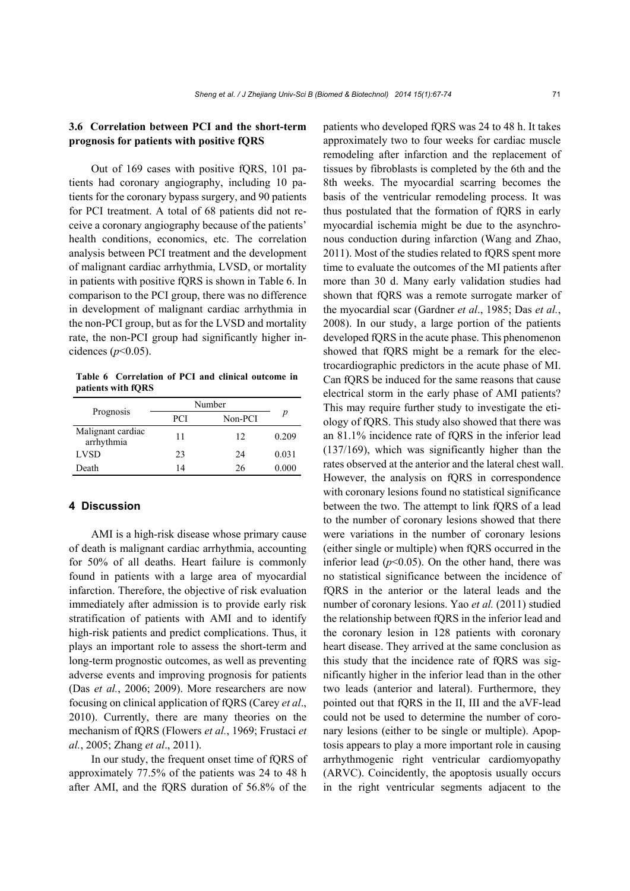### 3.6 Correlation between PCI and the short-term prognosis for patients with positive fQRS

Out of 169 cases with positive fQRS, 101 patients had coronary angiography, including 10 patients for the coronary bypass surgery, and 90 patients for PCI treatment. A total of 68 patients did not receive a coronary angiography because of the patients' health conditions, economics, etc. The correlation analysis between PCI treatment and the development of malignant cardiac arrhythmia, LVSD, or mortality in patients with positive fQRS is shown in Table 6. In comparison to the PCI group, there was no difference in development of malignant cardiac arrhythmia in the non-PCI group, but as for the LVSD and mortality rate, the non-PCI group had significantly higher incidences ($p<0.05$).

**Table 6 Correlation of PCI and clinical outcome in patients with fQRS**

| Prognosis | Number | | $p$ |
|---|---|---|---|
| | PCI | Non-PCI | |
| Malignant cardiac arrhythmia | 11 | 12 | 0.209 |
| LVSD | 23 | 24 | 0.031 |
| Death | 14 | 26 | 0.000 |

## 4 Discussion

AMI is a high-risk disease whose primary cause of death is malignant cardiac arrhythmia, accounting for 50% of all deaths. Heart failure is commonly found in patients with a large area of myocardial infarction. Therefore, the objective of risk evaluation immediately after admission is to provide early risk stratification of patients with AMI and to identify high-risk patients and predict complications. Thus, it plays an important role to assess the short-term and long-term prognostic outcomes, as well as preventing adverse events and improving prognosis for patients (Das *et al.*, 2006; 2009). More researchers are now focusing on clinical application of fQRS (Carey *et al*., 2010). Currently, there are many theories on the mechanism of fQRS (Flowers *et al.*, 1969; Frustaci *et al.*, 2005; Zhang *et al*., 2011).

In our study, the frequent onset time of fQRS of approximately 77.5% of the patients was 24 to 48 h after AMI, and the fQRS duration of 56.8% of the patients who developed fQRS was 24 to 48 h. It takes approximately two to four weeks for cardiac muscle remodeling after infarction and the replacement of tissues by fibroblasts is completed by the 6th and the 8th weeks. The myocardial scarring becomes the basis of the ventricular remodeling process. It was thus postulated that the formation of fQRS in early myocardial ischemia might be due to the asynchronous conduction during infarction (Wang and Zhao, 2011). Most of the studies related to fQRS spent more time to evaluate the outcomes of the MI patients after more than 30 d. Many early validation studies had shown that fQRS was a remote surrogate marker of the myocardial scar (Gardner *et al*., 1985; Das *et al.*, 2008). In our study, a large portion of the patients developed fQRS in the acute phase. This phenomenon showed that fQRS might be a remark for the electrocardiographic predictors in the acute phase of MI. Can fQRS be induced for the same reasons that cause electrical storm in the early phase of AMI patients? This may require further study to investigate the etiology of fQRS. This study also showed that there was an 81.1% incidence rate of fQRS in the inferior lead (137/169), which was significantly higher than the rates observed at the anterior and the lateral chest wall. However, the analysis on fQRS in correspondence with coronary lesions found no statistical significance between the two. The attempt to link fQRS of a lead to the number of coronary lesions showed that there were variations in the number of coronary lesions (either single or multiple) when fQRS occurred in the inferior lead ($p<0.05$). On the other hand, there was no statistical significance between the incidence of fQRS in the anterior or the lateral leads and the number of coronary lesions. Yao *et al.* (2011) studied the relationship between fQRS in the inferior lead and the coronary lesion in 128 patients with coronary heart disease. They arrived at the same conclusion as this study that the incidence rate of fQRS was significantly higher in the inferior lead than in the other two leads (anterior and lateral). Furthermore, they pointed out that fQRS in the II, III and the aVF-lead could not be used to determine the number of coronary lesions (either to be single or multiple). Apoptosis appears to play a more important role in causing arrhythmogenic right ventricular cardiomyopathy (ARVC). Coincidently, the apoptosis usually occurs in the right ventricular segments adjacent to the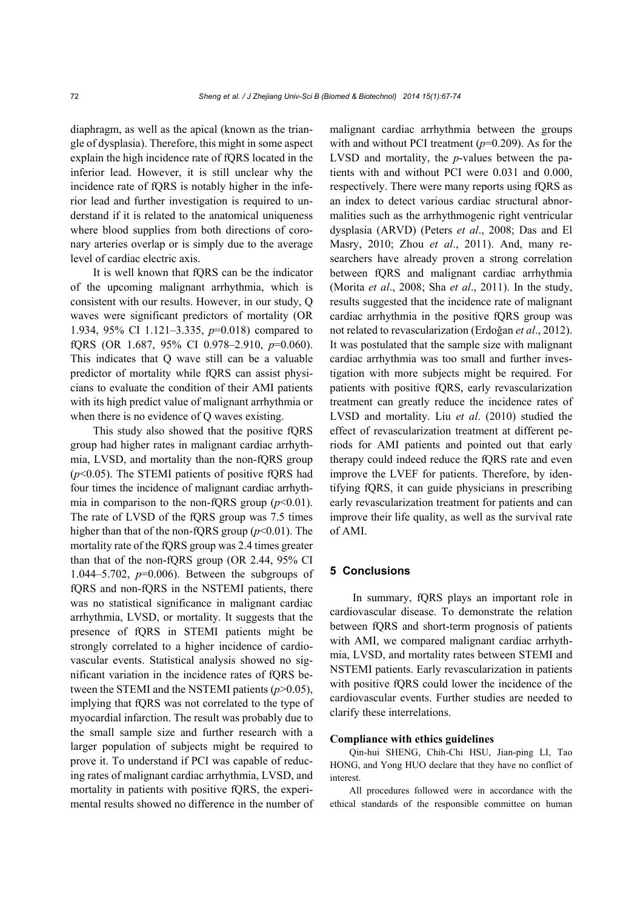diaphragm, as well as the apical (known as the triangle of dysplasia). Therefore, this might in some aspect explain the high incidence rate of fQRS located in the inferior lead. However, it is still unclear why the incidence rate of fQRS is notably higher in the inferior lead and further investigation is required to understand if it is related to the anatomical uniqueness where blood supplies from both directions of coronary arteries overlap or is simply due to the average level of cardiac electric axis.

It is well known that fQRS can be the indicator of the upcoming malignant arrhythmia, which is consistent with our results. However, in our study, Q waves were significant predictors of mortality (OR 1.934, 95% CI 1.121–3.335, $p$=0.018) compared to fQRS (OR 1.687, 95% CI 0.978–2.910, $p$=0.060). This indicates that Q wave still can be a valuable predictor of mortality while fQRS can assist physicians to evaluate the condition of their AMI patients with its high predict value of malignant arrhythmia or when there is no evidence of Q waves existing.

This study also showed that the positive fQRS group had higher rates in malignant cardiac arrhythmia, LVSD, and mortality than the non-fQRS group ($p$<0.05). The STEMI patients of positive fQRS had four times the incidence of malignant cardiac arrhythmia in comparison to the non-fQRS group ($p$<0.01). The rate of LVSD of the fQRS group was 7.5 times higher than that of the non-fQRS group ($p$<0.01). The mortality rate of the fQRS group was 2.4 times greater than that of the non-fQRS group (OR 2.44, 95% CI 1.044–5.702, $p$=0.006). Between the subgroups of fQRS and non-fQRS in the NSTEMI patients, there was no statistical significance in malignant cardiac arrhythmia, LVSD, or mortality. It suggests that the presence of fQRS in STEMI patients might be strongly correlated to a higher incidence of cardiovascular events. Statistical analysis showed no significant variation in the incidence rates of fQRS between the STEMI and the NSTEMI patients ($p$>0.05), implying that fQRS was not correlated to the type of myocardial infarction. The result was probably due to the small sample size and further research with a larger population of subjects might be required to prove it. To understand if PCI was capable of reducing rates of malignant cardiac arrhythmia, LVSD, and mortality in patients with positive fQRS, the experimental results showed no difference in the number of malignant cardiac arrhythmia between the groups with and without PCI treatment ($p$=0.209). As for the LVSD and mortality, the $p$-values between the patients with and without PCI were 0.031 and 0.000, respectively. There were many reports using fQRS as an index to detect various cardiac structural abnormalities such as the arrhythmogenic right ventricular dysplasia (ARVD) (Peters *et al*., 2008; Das and El Masry, 2010; Zhou *et al*., 2011). And, many researchers have already proven a strong correlation between fQRS and malignant cardiac arrhythmia (Morita *et al*., 2008; Sha *et al*., 2011). In the study, results suggested that the incidence rate of malignant cardiac arrhythmia in the positive fQRS group was not related to revascularization (Erdoğan *et al*., 2012). It was postulated that the sample size with malignant cardiac arrhythmia was too small and further investigation with more subjects might be required. For patients with positive fQRS, early revascularization treatment can greatly reduce the incidence rates of LVSD and mortality. Liu *et al*. (2010) studied the effect of revascularization treatment at different periods for AMI patients and pointed out that early therapy could indeed reduce the fQRS rate and even improve the LVEF for patients. Therefore, by identifying fQRS, it can guide physicians in prescribing early revascularization treatment for patients and can improve their life quality, as well as the survival rate of AMI.

## 5 Conclusions

In summary, fQRS plays an important role in cardiovascular disease. To demonstrate the relation between fQRS and short-term prognosis of patients with AMI, we compared malignant cardiac arrhythmia, LVSD, and mortality rates between STEMI and NSTEMI patients. Early revascularization in patients with positive fQRS could lower the incidence of the cardiovascular events. Further studies are needed to clarify these interrelations.

**Compliance with ethics guidelines**

Qin-hui SHENG, Chih-Chi HSU, Jian-ping LI, Tao HONG, and Yong HUO declare that they have no conflict of interest.

All procedures followed were in accordance with the ethical standards of the responsible committee on human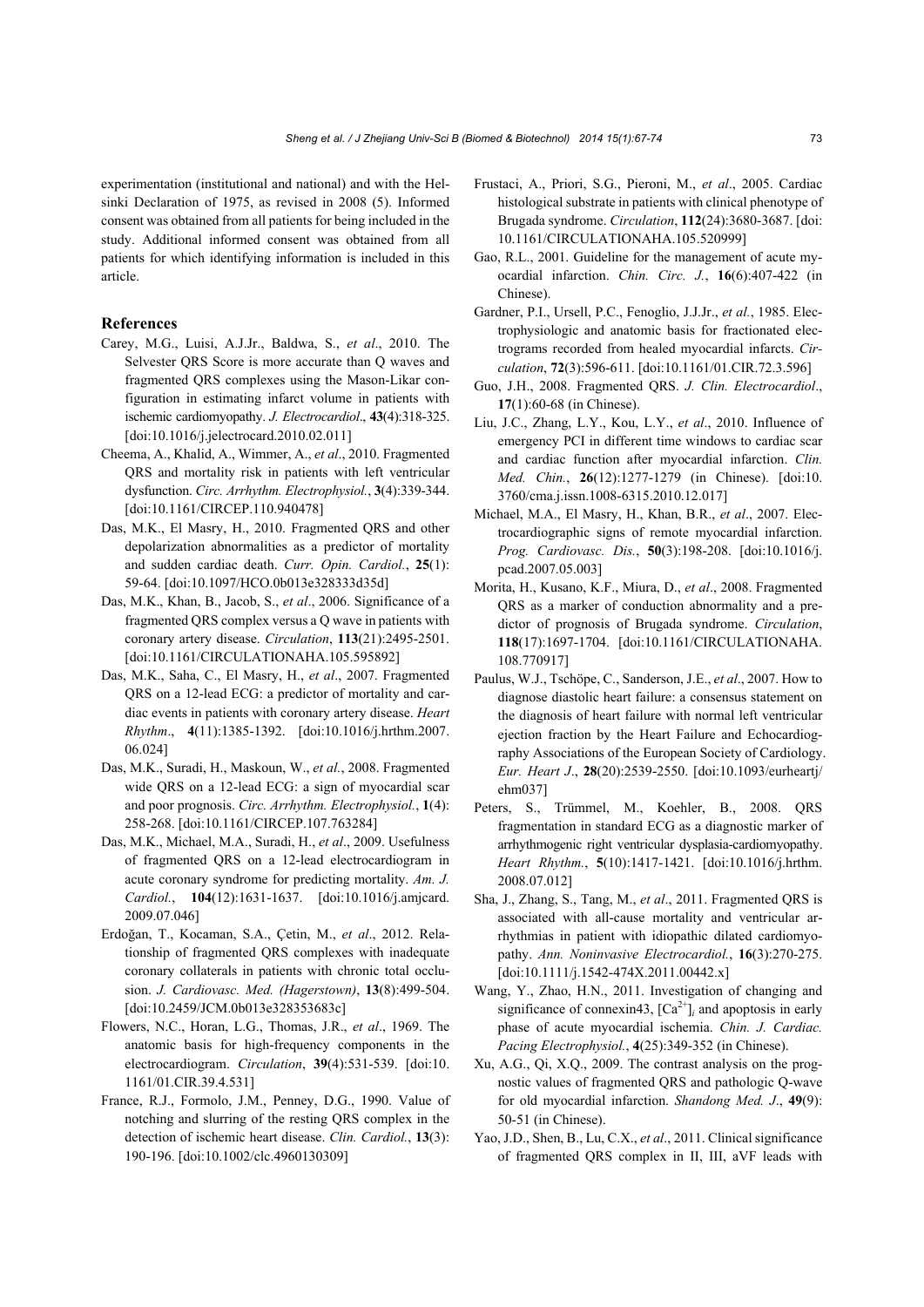experimentation (institutional and national) and with the Helsinki Declaration of 1975, as revised in 2008 (5). Informed consent was obtained from all patients for being included in the study. Additional informed consent was obtained from all patients for which identifying information is included in this article.

## References

Carey, M.G., Luisi, A.J.Jr., Baldwa, S., *et al*., 2010. The Selvester QRS Score is more accurate than Q waves and fragmented QRS complexes using the Mason-Likar configuration in estimating infarct volume in patients with ischemic cardiomyopathy. *J. Electrocardiol*., **43**(4):318-325. [doi:10.1016/j.jelectrocard.2010.02.011]

Cheema, A., Khalid, A., Wimmer, A., *et al*., 2010. Fragmented QRS and mortality risk in patients with left ventricular dysfunction. *Circ. Arrhythm. Electrophysiol.*, **3**(4):339-344. [doi:10.1161/CIRCEP.110.940478]

Das, M.K., El Masry, H., 2010. Fragmented QRS and other depolarization abnormalities as a predictor of mortality and sudden cardiac death. *Curr. Opin. Cardiol.*, **25**(1): 59-64. [doi:10.1097/HCO.0b013e328333d35d]

Das, M.K., Khan, B., Jacob, S., *et al*., 2006. Significance of a fragmented QRS complex versus a Q wave in patients with coronary artery disease. *Circulation*, **113**(21):2495-2501. [doi:10.1161/CIRCULATIONAHA.105.595892]

Das, M.K., Saha, C., El Masry, H., *et al*., 2007. Fragmented QRS on a 12-lead ECG: a predictor of mortality and cardiac events in patients with coronary artery disease. *Heart Rhythm*., **4**(11):1385-1392. [doi:10.1016/j.hrthm.2007.06.024]

Das, M.K., Suradi, H., Maskoun, W., *et al.*, 2008. Fragmented wide QRS on a 12-lead ECG: a sign of myocardial scar and poor prognosis. *Circ. Arrhythm. Electrophysiol.*, **1**(4): 258-268. [doi:10.1161/CIRCEP.107.763284]

Das, M.K., Michael, M.A., Suradi, H., *et al*., 2009. Usefulness of fragmented QRS on a 12-lead electrocardiogram in acute coronary syndrome for predicting mortality. *Am. J. Cardiol.*, **104**(12):1631-1637. [doi:10.1016/j.amjcard.2009.07.046]

Erdoğan, T., Kocaman, S.A., Çetin, M., *et al*., 2012. Relationship of fragmented QRS complexes with inadequate coronary collaterals in patients with chronic total occlusion. *J. Cardiovasc. Med. (Hagerstown)*, **13**(8):499-504. [doi:10.2459/JCM.0b013e328353683c]

Flowers, N.C., Horan, L.G., Thomas, J.R., *et al*., 1969. The anatomic basis for high-frequency components in the electrocardiogram. *Circulation*, **39**(4):531-539. [doi:10.1161/01.CIR.39.4.531]

France, R.J., Formolo, J.M., Penney, D.G., 1990. Value of notching and slurring of the resting QRS complex in the detection of ischemic heart disease. *Clin. Cardiol.*, **13**(3): 190-196. [doi:10.1002/clc.4960130309]

Frustaci, A., Priori, S.G., Pieroni, M., *et al*., 2005. Cardiac histological substrate in patients with clinical phenotype of Brugada syndrome. *Circulation*, **112**(24):3680-3687. [doi:10.1161/CIRCULATIONAHA.105.520999]

Gao, R.L., 2001. Guideline for the management of acute myocardial infarction. *Chin. Circ. J.*, **16**(6):407-422 (in Chinese).

Gardner, P.I., Ursell, P.C., Fenoglio, J.J.Jr., *et al.*, 1985. Electrophysiologic and anatomic basis for fractionated electrograms recorded from healed myocardial infarcts. *Circulation*, **72**(3):596-611. [doi:10.1161/01.CIR.72.3.596]

Guo, J.H., 2008. Fragmented QRS. *J. Clin. Electrocardiol*., **17**(1):60-68 (in Chinese).

Liu, J.C., Zhang, L.Y., Kou, L.Y., *et al*., 2010. Influence of emergency PCI in different time windows to cardiac scar and cardiac function after myocardial infarction. *Clin. Med. Chin.*, **26**(12):1277-1279 (in Chinese). [doi:10.3760/cma.j.issn.1008-6315.2010.12.017]

Michael, M.A., El Masry, H., Khan, B.R., *et al*., 2007. Electrocardiographic signs of remote myocardial infarction. *Prog. Cardiovasc. Dis.*, **50**(3):198-208. [doi:10.1016/j.pcad.2007.05.003]

Morita, H., Kusano, K.F., Miura, D., *et al*., 2008. Fragmented QRS as a marker of conduction abnormality and a predictor of prognosis of Brugada syndrome. *Circulation*, **118**(17):1697-1704. [doi:10.1161/CIRCULATIONAHA.108.770917]

Paulus, W.J., Tschöpe, C., Sanderson, J.E., *et al*., 2007. How to diagnose diastolic heart failure: a consensus statement on the diagnosis of heart failure with normal left ventricular ejection fraction by the Heart Failure and Echocardiography Associations of the European Society of Cardiology. *Eur. Heart J*., **28**(20):2539-2550. [doi:10.1093/eurheartj/ehm037]

Peters, S., Trümmel, M., Koehler, B., 2008. QRS fragmentation in standard ECG as a diagnostic marker of arrhythmogenic right ventricular dysplasia-cardiomyopathy. *Heart Rhythm.*, **5**(10):1417-1421. [doi:10.1016/j.hrthm.2008.07.012]

Sha, J., Zhang, S., Tang, M., *et al*., 2011. Fragmented QRS is associated with all-cause mortality and ventricular arrhythmias in patient with idiopathic dilated cardiomyopathy. *Ann. Noninvasive Electrocardiol.*, **16**(3):270-275. [doi:10.1111/j.1542-474X.2011.00442.x]

Wang, Y., Zhao, H.N., 2011. Investigation of changing and significance of connexin43, $[Ca^{2+}]_i$ and apoptosis in early phase of acute myocardial ischemia. *Chin. J. Cardiac. Pacing Electrophysiol.*, **4**(25):349-352 (in Chinese).

Xu, A.G., Qi, X.Q., 2009. The contrast analysis on the prognostic values of fragmented QRS and pathologic Q-wave for old myocardial infarction. *Shandong Med. J*., **49**(9): 50-51 (in Chinese).

Yao, J.D., Shen, B., Lu, C.X., *et al*., 2011. Clinical significance of fragmented QRS complex in II, III, aVF leads with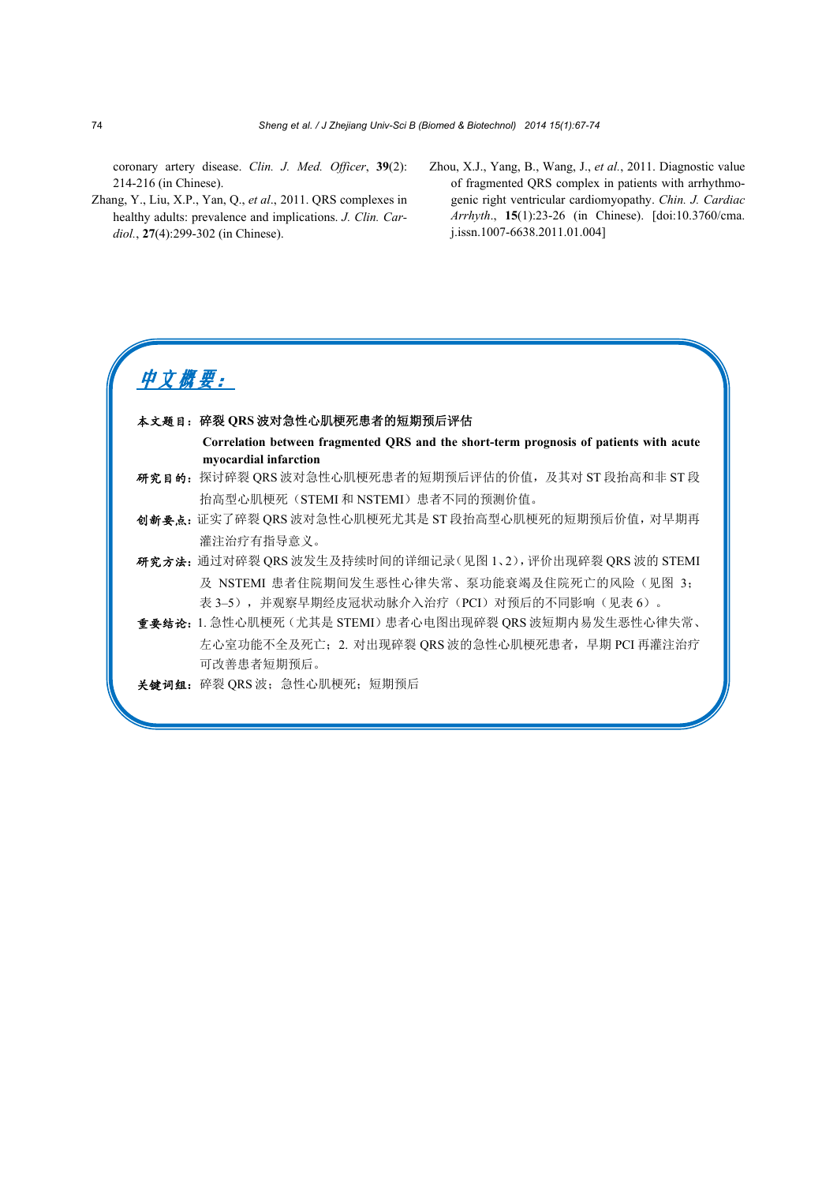coronary artery disease. *Clin. J. Med. Officer*, **39**(2): 214-216 (in Chinese).

Zhang, Y., Liu, X.P., Yan, Q., *et al*., 2011. QRS complexes in healthy adults: prevalence and implications. *J. Clin. Cardiol.*, **27**(4):299-302 (in Chinese).

Zhou, X.J., Yang, B., Wang, J., *et al.*, 2011. Diagnostic value of fragmented QRS complex in patients with arrhythmogenic right ventricular cardiomyopathy. *Chin. J. Cardiac Arrhyth.*, **15**(1):23-26 (in Chinese). [doi:10.3760/cma.j.issn.1007-6638.2011.01.004]

## 中文概要：

**本文题目：碎裂 QRS 波对急性心肌梗死患者的短期预后评估**

**Correlation between fragmented QRS and the short-term prognosis of patients with acute myocardial infarction**

**研究目的：**探讨碎裂 QRS 波对急性心肌梗死患者的短期预后评估的价值，及其对 ST 段抬高和非 ST 段抬高型心肌梗死（STEMI 和 NSTEMI）患者不同的预测价值。

**创新要点：**证实了碎裂 QRS 波对急性心肌梗死尤其是 ST 段抬高型心肌梗死的短期预后价值，对早期再灌注治疗有指导意义。

**研究方法：**通过对碎裂 QRS 波发生及持续时间的详细记录（见图 1、2），评价出现碎裂 QRS 波的 STEMI 及 NSTEMI 患者住院期间发生恶性心律失常、泵功能衰竭及住院死亡的风险（见图 3；表 3–5），并观察早期经皮冠状动脉介入治疗（PCI）对预后的不同影响（见表 6）。

**重要结论：**1. 急性心肌梗死（尤其是 STEMI）患者心电图出现碎裂 QRS 波短期内易发生恶性心律失常、左心室功能不全及死亡；2. 对出现碎裂 QRS 波的急性心肌梗死患者，早期 PCI 再灌注治疗可改善患者短期预后。

**关键词组：**碎裂 QRS 波；急性心肌梗死；短期预后